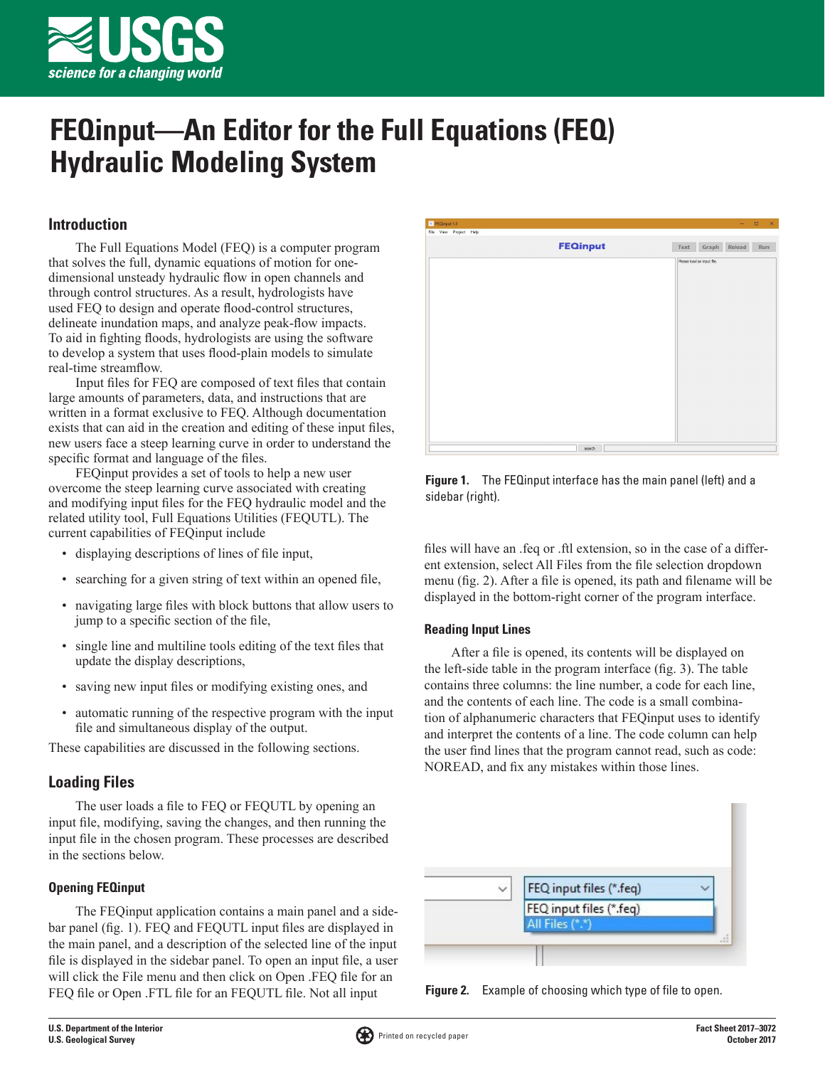# FEQinput—An Editor for the Full Equations (FEQ) Hydraulic Modeling System

## Introduction

The Full Equations Model (FEQ) is a computer program that solves the full, dynamic equations of motion for one-dimensional unsteady hydraulic flow in open channels and through control structures. As a result, hydrologists have used FEQ to design and operate flood-control structures, delineate inundation maps, and analyze peak-flow impacts. To aid in fighting floods, hydrologists are using the software to develop a system that uses flood-plain models to simulate real-time streamflow.

Input files for FEQ are composed of text files that contain large amounts of parameters, data, and instructions that are written in a format exclusive to FEQ. Although documentation exists that can aid in the creation and editing of these input files, new users face a steep learning curve in order to understand the specific format and language of the files.

FEQinput provides a set of tools to help a new user overcome the steep learning curve associated with creating and modifying input files for the FEQ hydraulic model and the related utility tool, Full Equations Utilities (FEQUTL). The current capabilities of FEQinput include

- displaying descriptions of lines of file input,
- searching for a given string of text within an opened file,
- navigating large files with block buttons that allow users to jump to a specific section of the file,
- single line and multiline tools editing of the text files that update the display descriptions,
- saving new input files or modifying existing ones, and
- automatic running of the respective program with the input file and simultaneous display of the output.

These capabilities are discussed in the following sections.

## Loading Files

The user loads a file to FEQ or FEQUTL by opening an input file, modifying, saving the changes, and then running the input file in the chosen program. These processes are described in the sections below.

### Opening FEQinput

The FEQinput application contains a main panel and a sidebar panel (fig. 1). FEQ and FEQUTL input files are displayed in the main panel, and a description of the selected line of the input file is displayed in the sidebar panel. To open an input file, a user will click the File menu and then click on Open .FEQ file for an FEQ file or Open .FTL file for an FEQUTL file. Not all input files will have an .feq or .ftl extension, so in the case of a different extension, select All Files from the file selection dropdown menu (fig. 2). After a file is opened, its path and filename will be displayed in the bottom-right corner of the program interface.

**Figure 1.** The FEQinput interface has the main panel (left) and a sidebar (right).

### Reading Input Lines

After a file is opened, its contents will be displayed on the left-side table in the program interface (fig. 3). The table contains three columns: the line number, a code for each line, and the contents of each line. The code is a small combination of alphanumeric characters that FEQinput uses to identify and interpret the contents of a line. The code column can help the user find lines that the program cannot read, such as code: NOREAD, and fix any mistakes within those lines.

**Figure 2.** Example of choosing which type of file to open.

U.S. Department of the Interior
U.S. Geological Survey

Printed on recycled paper

Fact Sheet 2017–3072
October 2017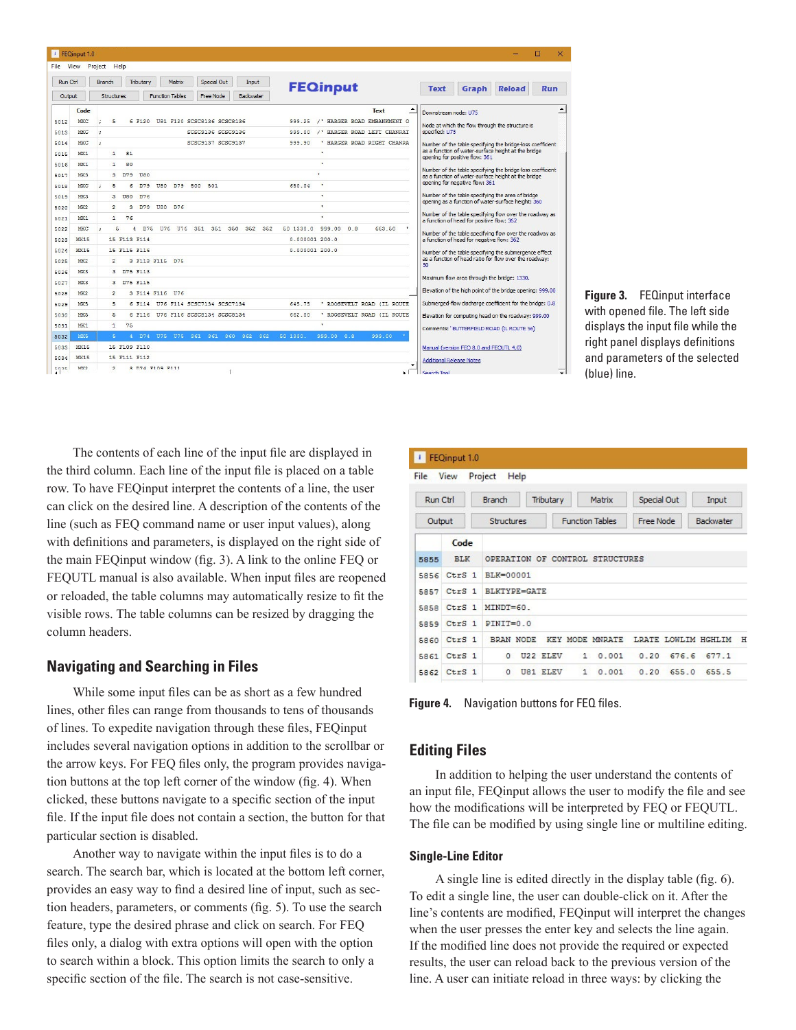Figure 3. FEQinput interface with opened file. The left side displays the input file while the right panel displays definitions and parameters of the selected (blue) line.

The contents of each line of the input file are displayed in the third column. Each line of the input file is placed on a table row. To have FEQinput interpret the contents of a line, the user can click on the desired line. A description of the contents of the line (such as FEQ command name or user input values), along with definitions and parameters, is displayed on the right side of the main FEQinput window (fig. 3). A link to the online FEQ or FEQUTL manual is also available. When input files are reopened or reloaded, the table columns may automatically resize to fit the visible rows. The table columns can be resized by dragging the column headers.

## Navigating and Searching in Files

While some input files can be as short as a few hundred lines, other files can range from thousands to tens of thousands of lines. To expedite navigation through these files, FEQinput includes several navigation options in addition to the scrollbar or the arrow keys. For FEQ files only, the program provides navigation buttons at the top left corner of the window (fig. 4). When clicked, these buttons navigate to a specific section of the input file. If the input file does not contain a section, the button for that particular section is disabled.

Another way to navigate within the input files is to do a search. The search bar, which is located at the bottom left corner, provides an easy way to find a desired line of input, such as section headers, parameters, or comments (fig. 5). To use the search feature, type the desired phrase and click on search. For FEQ files only, a dialog with extra options will open with the option to search within a block. This option limits the search to only a specific section of the file. The search is not case-sensitive.

Figure 4. Navigation buttons for FEQ files.

## Editing Files

In addition to helping the user understand the contents of an input file, FEQinput allows the user to modify the file and see how the modifications will be interpreted by FEQ or FEQUTL. The file can be modified by using single line or multiline editing.

### Single-Line Editor

A single line is edited directly in the display table (fig. 6). To edit a single line, the user can double-click on it. After the line's contents are modified, FEQinput will interpret the changes when the user presses the enter key and selects the line again. If the modified line does not provide the required or expected results, the user can reload back to the previous version of the line. A user can initiate reload in three ways: by clicking the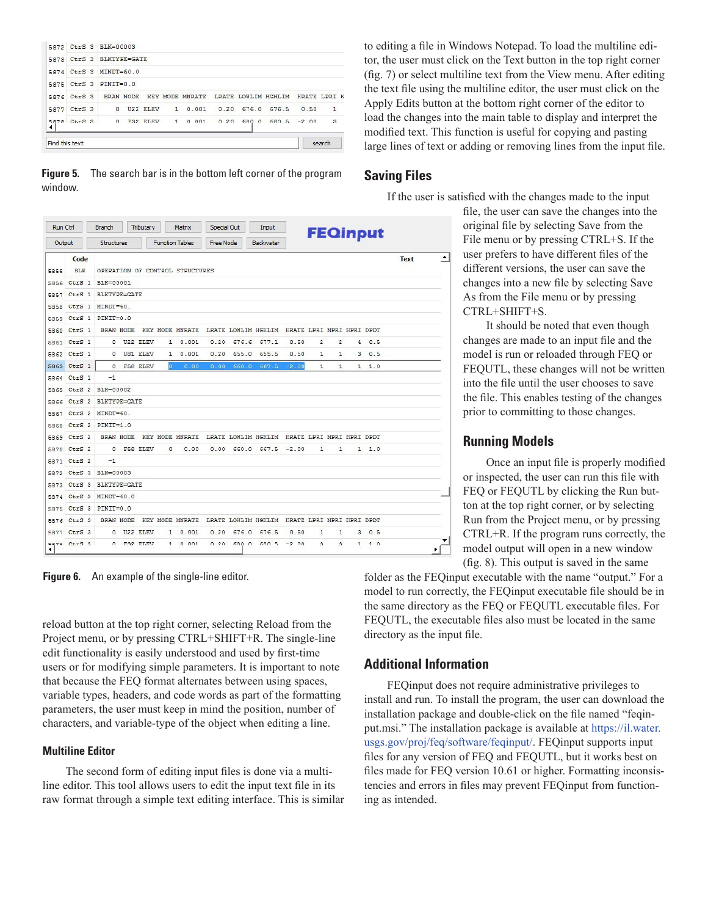**Figure 5.** The search bar is in the bottom left corner of the program window.

**Figure 6.** An example of the single-line editor.

reload button at the top right corner, selecting Reload from the Project menu, or by pressing CTRL+SHIFT+R. The single-line edit functionality is easily understood and used by first-time users or for modifying simple parameters. It is important to note that because the FEQ format alternates between using spaces, variable types, headers, and code words as part of the formatting parameters, the user must keep in mind the position, number of characters, and variable-type of the object when editing a line.

### Multiline Editor

The second form of editing input files is done via a multiline editor. This tool allows users to edit the input text file in its raw format through a simple text editing interface. This is similar to editing a file in Windows Notepad. To load the multiline editor, the user must click on the Text button in the top right corner (fig. 7) or select multiline text from the View menu. After editing the text file using the multiline editor, the user must click on the Apply Edits button at the bottom right corner of the editor to load the changes into the main table to display and interpret the modified text. This function is useful for copying and pasting large lines of text or adding or removing lines from the input file.

## Saving Files

If the user is satisfied with the changes made to the input file, the user can save the changes into the original file by selecting Save from the File menu or by pressing CTRL+S. If the user prefers to have different files of the different versions, the user can save the changes into a new file by selecting Save As from the File menu or by pressing CTRL+SHIFT+S.

It should be noted that even though changes are made to an input file and the model is run or reloaded through FEQ or FEQUTL, these changes will not be written into the file until the user chooses to save the file. This enables testing of the changes prior to committing to those changes.

## Running Models

Once an input file is properly modified or inspected, the user can run this file with FEQ or FEQUTL by clicking the Run button at the top right corner, or by selecting Run from the Project menu, or by pressing CTRL+R. If the program runs correctly, the model output will open in a new window (fig. 8). This output is saved in the same folder as the FEQinput executable with the name “output.” For a model to run correctly, the FEQinput executable file should be in the same directory as the FEQ or FEQUTL executable files. For FEQUTL, the executable files also must be located in the same directory as the input file.

## Additional Information

FEQinput does not require administrative privileges to install and run. To install the program, the user can download the installation package and double-click on the file named “feqinput.msi.” The installation package is available at https://il.water.usgs.gov/proj/feq/software/feqinput/. FEQinput supports input files for any version of FEQ and FEQUTL, but it works best on files made for FEQ version 10.61 or higher. Formatting inconsistencies and errors in files may prevent FEQinput from functioning as intended.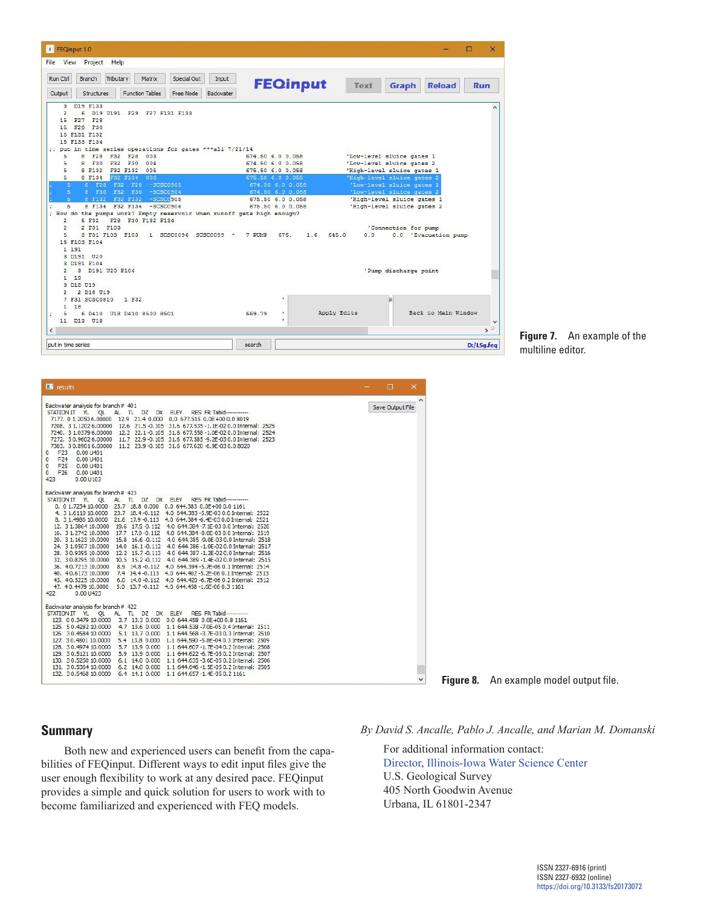Figure 7. An example of the multiline editor.

Figure 8. An example model output file.

## Summary

Both new and experienced users can benefit from the capabilities of FEQinput. Different ways to edit input files give the user enough flexibility to work at any desired pace. FEQinput provides a simple and quick solution for users to work with to become familiarized and experienced with FEQ models.

*By David S. Ancalle, Pablo J. Ancalle, and Marian M. Domanski*

For additional information contact:
Director, Illinois-Iowa Water Science Center
U.S. Geological Survey
405 North Goodwin Avenue
Urbana, IL 61801-2347

ISSN 2327-6916 (print)
ISSN 2327-6932 (online)
https://doi.org/10.3133/fs20173072